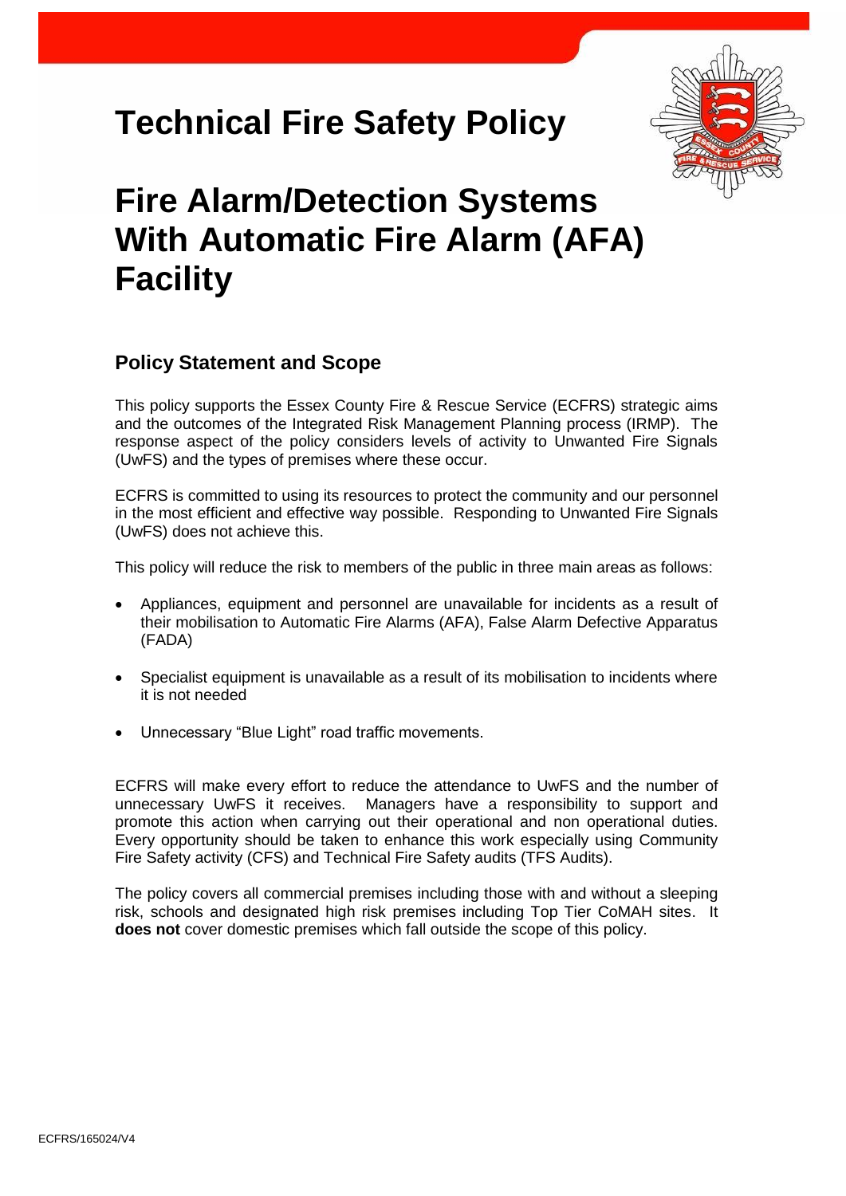# Technical Fire Safety Policy

# Fire Alarm/Detection Systems With Automatic Fire Alarm (AFA) Facility

## Policy Statement and Scope

This policy supports the Essex County Fire & Rescue Service (ECFRS) strategic aims and the outcomes of the Integrated Risk Management Planning process (IRMP). The response aspect of the policy considers levels of activity to Unwanted Fire Signals (UwFS) and the types of premises where these occur.

ECFRS is committed to using its resources to protect the community and our personnel in the most efficient and effective way possible. Responding to Unwanted Fire Signals (UwFS) does not achieve this.

This policy will reduce the risk to members of the public in three main areas as follows:

- Appliances, equipment and personnel are unavailable for incidents as a result of their mobilisation to Automatic Fire Alarms (AFA), False Alarm Defective Apparatus (FADA)
- Specialist equipment is unavailable as a result of its mobilisation to incidents where it is not needed
- Unnecessary "Blue Light" road traffic movements.

ECFRS will make every effort to reduce the attendance to UwFS and the number of unnecessary UwFS it receives. Managers have a responsibility to support and promote this action when carrying out their operational and non operational duties. Every opportunity should be taken to enhance this work especially using Community Fire Safety activity (CFS) and Technical Fire Safety audits (TFS Audits).

The policy covers all commercial premises including those with and without a sleeping risk, schools and designated high risk premises including Top Tier CoMAH sites. It **does not** cover domestic premises which fall outside the scope of this policy.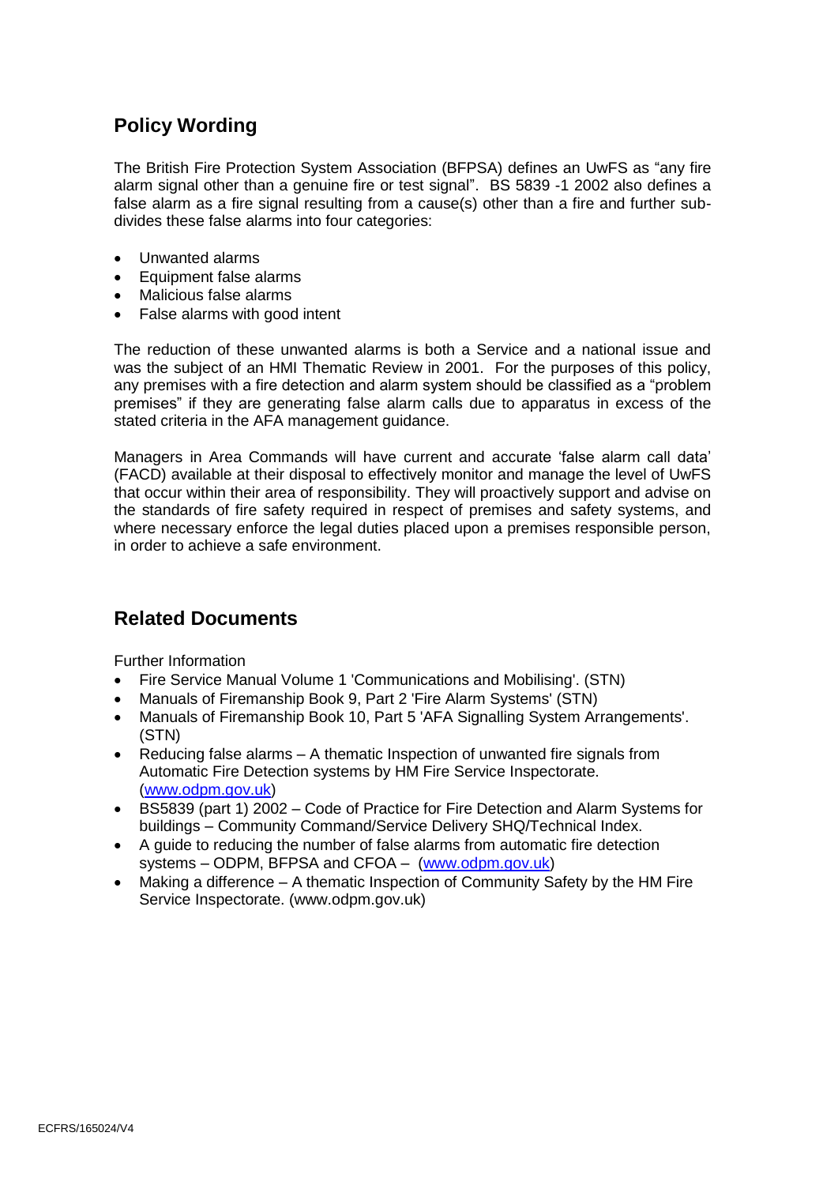## Policy Wording

The British Fire Protection System Association (BFPSA) defines an UwFS as "any fire alarm signal other than a genuine fire or test signal". BS 5839 -1 2002 also defines a false alarm as a fire signal resulting from a cause(s) other than a fire and further sub-divides these false alarms into four categories:

- Unwanted alarms
- Equipment false alarms
- Malicious false alarms
- False alarms with good intent

The reduction of these unwanted alarms is both a Service and a national issue and was the subject of an HMI Thematic Review in 2001. For the purposes of this policy, any premises with a fire detection and alarm system should be classified as a "problem premises" if they are generating false alarm calls due to apparatus in excess of the stated criteria in the AFA management guidance.

Managers in Area Commands will have current and accurate 'false alarm call data' (FACD) available at their disposal to effectively monitor and manage the level of UwFS that occur within their area of responsibility. They will proactively support and advise on the standards of fire safety required in respect of premises and safety systems, and where necessary enforce the legal duties placed upon a premises responsible person, in order to achieve a safe environment.

## Related Documents

Further Information

- Fire Service Manual Volume 1 'Communications and Mobilising'. (STN)
- Manuals of Firemanship Book 9, Part 2 'Fire Alarm Systems' (STN)
- Manuals of Firemanship Book 10, Part 5 'AFA Signalling System Arrangements'. (STN)
- Reducing false alarms – A thematic Inspection of unwanted fire signals from Automatic Fire Detection systems by HM Fire Service Inspectorate. (www.odpm.gov.uk)
- BS5839 (part 1) 2002 – Code of Practice for Fire Detection and Alarm Systems for buildings – Community Command/Service Delivery SHQ/Technical Index.
- A guide to reducing the number of false alarms from automatic fire detection systems – ODPM, BFPSA and CFOA – (www.odpm.gov.uk)
- Making a difference – A thematic Inspection of Community Safety by the HM Fire Service Inspectorate. (www.odpm.gov.uk)